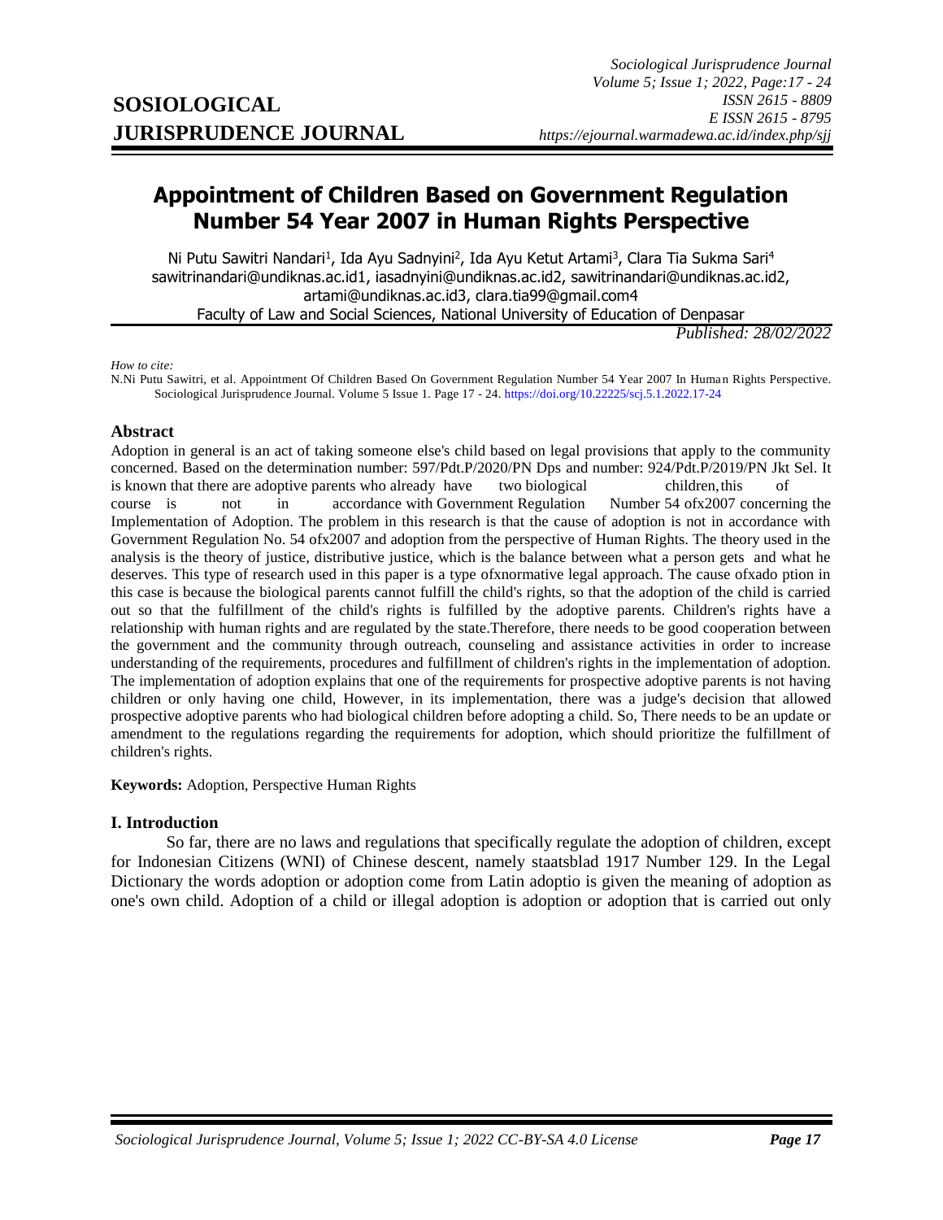# Appointment of Children Based on Government Regulation Number 54 Year 2007 in Human Rights Perspective

Ni Putu Sawitri Nandari[1], Ida Ayu Sadnyini[2], Ida Ayu Ketut Artami[3], Clara Tia Sukma Sari[4]
sawitrinandari@undiknas.ac.id1, iasadnyini@undiknas.ac.id2, sawitrinandari@undiknas.ac.id2, artami@undiknas.ac.id3, clara.tia99@gmail.com4
Faculty of Law and Social Sciences, National University of Education of Denpasar

*Published: 28/02/2022*

*How to cite:*
N.Ni Putu Sawitri, et al. Appointment Of Children Based On Government Regulation Number 54 Year 2007 In Human Rights Perspective. Sociological Jurisprudence Journal. Volume 5 Issue 1. Page 17 - 24. https://doi.org/10.22225/scj.5.1.2022.17-24

## Abstract

Adoption in general is an act of taking someone else's child based on legal provisions that apply to the community concerned. Based on the determination number: 597/Pdt.P/2020/PN Dps and number: 924/Pdt.P/2019/PN Jkt Sel. It is known that there are adoptive parents who already have two biological children, this of course is not in accordance with Government Regulation Number 54 ofx2007 concerning the Implementation of Adoption. The problem in this research is that the cause of adoption is not in accordance with Government Regulation No. 54 ofx2007 and adoption from the perspective of Human Rights. The theory used in the analysis is the theory of justice, distributive justice, which is the balance between what a person gets and what he deserves. This type of research used in this paper is a type ofxnormative legal approach. The cause ofxado ption in this case is because the biological parents cannot fulfill the child's rights, so that the adoption of the child is carried out so that the fulfillment of the child's rights is fulfilled by the adoptive parents. Children's rights have a relationship with human rights and are regulated by the state.Therefore, there needs to be good cooperation between the government and the community through outreach, counseling and assistance activities in order to increase understanding of the requirements, procedures and fulfillment of children's rights in the implementation of adoption. The implementation of adoption explains that one of the requirements for prospective adoptive parents is not having children or only having one child, However, in its implementation, there was a judge's decision that allowed prospective adoptive parents who had biological children before adopting a child. So, There needs to be an update or amendment to the regulations regarding the requirements for adoption, which should prioritize the fulfillment of children's rights.

**Keywords:** Adoption, Perspective Human Rights

## I. Introduction

So far, there are no laws and regulations that specifically regulate the adoption of children, except for Indonesian Citizens (WNI) of Chinese descent, namely staatsblad 1917 Number 129. In the Legal Dictionary the words adoption or adoption come from Latin adoptio is given the meaning of adoption as one's own child. Adoption of a child or illegal adoption is adoption or adoption that is carried out only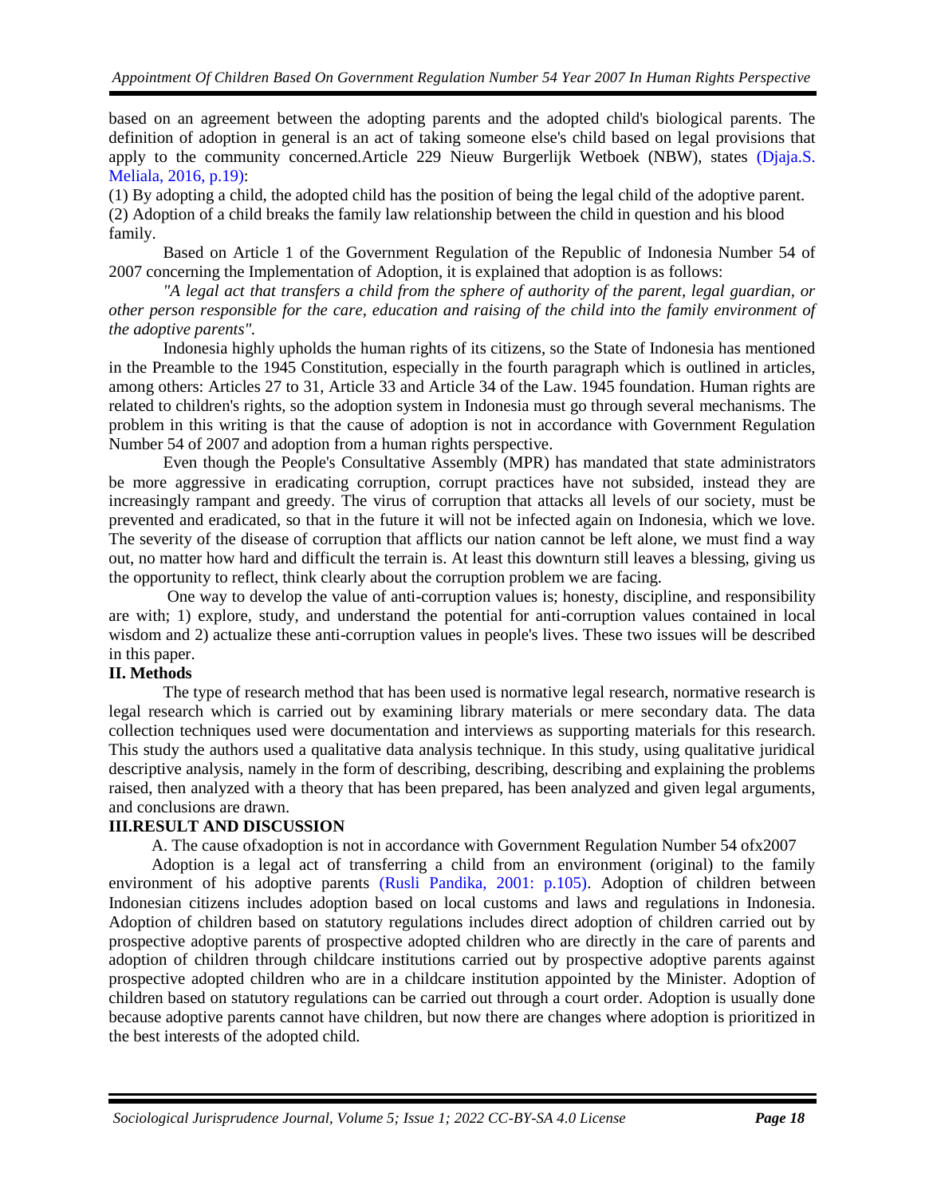based on an agreement between the adopting parents and the adopted child's biological parents. The definition of adoption in general is an act of taking someone else's child based on legal provisions that apply to the community concerned.Article 229 Nieuw Burgerlijk Wetboek (NBW), states (Djaja.S. Meliala, 2016, p.19):

(1) By adopting a child, the adopted child has the position of being the legal child of the adoptive parent.
(2) Adoption of a child breaks the family law relationship between the child in question and his blood family.

Based on Article 1 of the Government Regulation of the Republic of Indonesia Number 54 of 2007 concerning the Implementation of Adoption, it is explained that adoption is as follows:

*"A legal act that transfers a child from the sphere of authority of the parent, legal guardian, or other person responsible for the care, education and raising of the child into the family environment of the adoptive parents".*

Indonesia highly upholds the human rights of its citizens, so the State of Indonesia has mentioned in the Preamble to the 1945 Constitution, especially in the fourth paragraph which is outlined in articles, among others: Articles 27 to 31, Article 33 and Article 34 of the Law. 1945 foundation. Human rights are related to children's rights, so the adoption system in Indonesia must go through several mechanisms. The problem in this writing is that the cause of adoption is not in accordance with Government Regulation Number 54 of 2007 and adoption from a human rights perspective.

Even though the People's Consultative Assembly (MPR) has mandated that state administrators be more aggressive in eradicating corruption, corrupt practices have not subsided, instead they are increasingly rampant and greedy. The virus of corruption that attacks all levels of our society, must be prevented and eradicated, so that in the future it will not be infected again on Indonesia, which we love. The severity of the disease of corruption that afflicts our nation cannot be left alone, we must find a way out, no matter how hard and difficult the terrain is. At least this downturn still leaves a blessing, giving us the opportunity to reflect, think clearly about the corruption problem we are facing.

One way to develop the value of anti-corruption values is; honesty, discipline, and responsibility are with; 1) explore, study, and understand the potential for anti-corruption values contained in local wisdom and 2) actualize these anti-corruption values in people's lives. These two issues will be described in this paper.

## II. Methods

The type of research method that has been used is normative legal research, normative research is legal research which is carried out by examining library materials or mere secondary data. The data collection techniques used were documentation and interviews as supporting materials for this research. This study the authors used a qualitative data analysis technique. In this study, using qualitative juridical descriptive analysis, namely in the form of describing, describing, describing and explaining the problems raised, then analyzed with a theory that has been prepared, has been analyzed and given legal arguments, and conclusions are drawn.

## III.RESULT AND DISCUSSION

A. The cause ofxadoption is not in accordance with Government Regulation Number 54 ofx2007

Adoption is a legal act of transferring a child from an environment (original) to the family environment of his adoptive parents (Rusli Pandika, 2001: p.105). Adoption of children between Indonesian citizens includes adoption based on local customs and laws and regulations in Indonesia. Adoption of children based on statutory regulations includes direct adoption of children carried out by prospective adoptive parents of prospective adopted children who are directly in the care of parents and adoption of children through childcare institutions carried out by prospective adoptive parents against prospective adopted children who are in a childcare institution appointed by the Minister. Adoption of children based on statutory regulations can be carried out through a court order. Adoption is usually done because adoptive parents cannot have children, but now there are changes where adoption is prioritized in the best interests of the adopted child.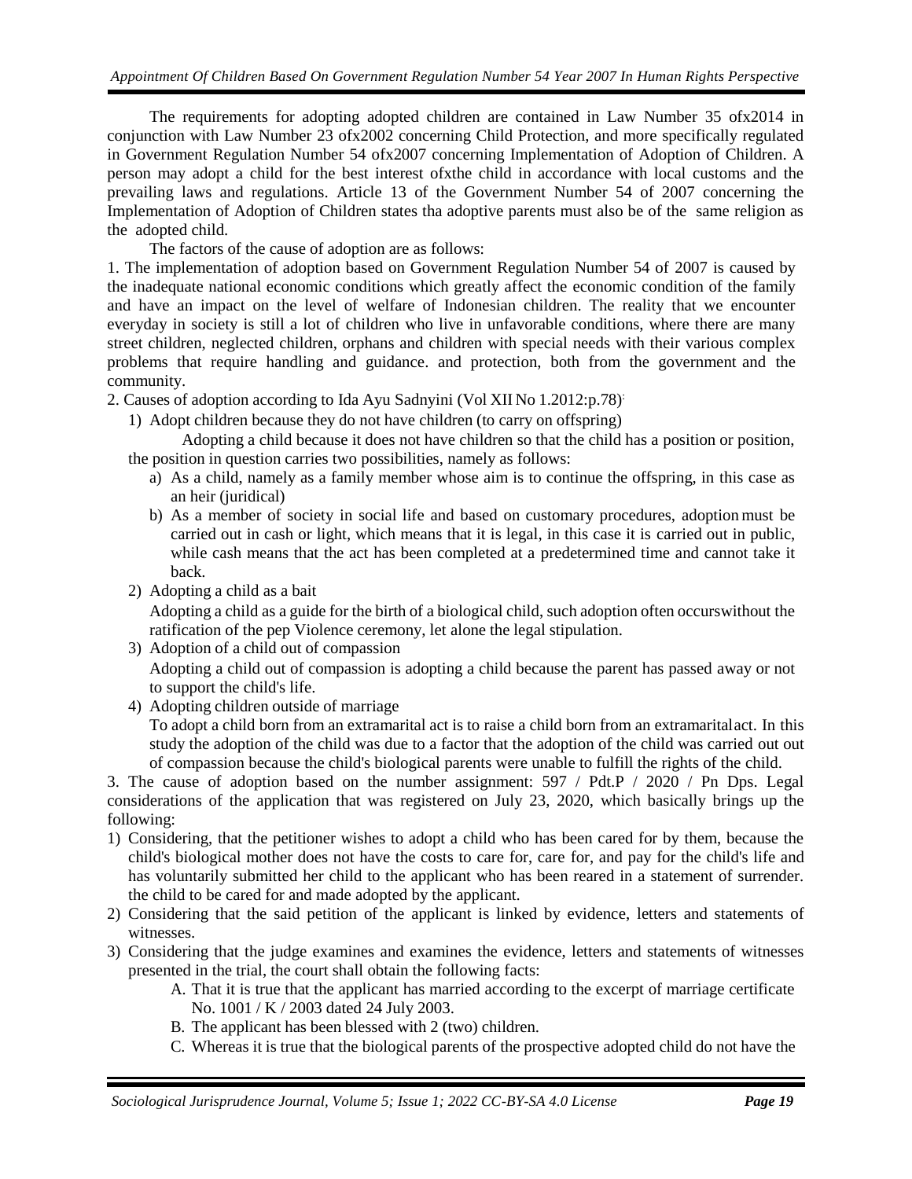The requirements for adopting adopted children are contained in Law Number 35 ofx2014 in conjunction with Law Number 23 ofx2002 concerning Child Protection, and more specifically regulated in Government Regulation Number 54 ofx2007 concerning Implementation of Adoption of Children. A person may adopt a child for the best interest ofxthe child in accordance with local customs and the prevailing laws and regulations. Article 13 of the Government Number 54 of 2007 concerning the Implementation of Adoption of Children states tha adoptive parents must also be of the same religion as the adopted child.

The factors of the cause of adoption are as follows:

1. The implementation of adoption based on Government Regulation Number 54 of 2007 is caused by the inadequate national economic conditions which greatly affect the economic condition of the family and have an impact on the level of welfare of Indonesian children. The reality that we encounter everyday in society is still a lot of children who live in unfavorable conditions, where there are many street children, neglected children, orphans and children with special needs with their various complex problems that require handling and guidance. and protection, both from the government and the community.
2. Causes of adoption according to Ida Ayu Sadnyini (Vol XII No 1.2012:p.78):
   1) Adopt children because they do not have children (to carry on offspring)

      Adopting a child because it does not have children so that the child has a position or position, the position in question carries two possibilities, namely as follows:

      a) As a child, namely as a family member whose aim is to continue the offspring, in this case as an heir (juridical)
      b) As a member of society in social life and based on customary procedures, adoption must be carried out in cash or light, which means that it is legal, in this case it is carried out in public, while cash means that the act has been completed at a predetermined time and cannot take it back.
   2) Adopting a child as a bait

      Adopting a child as a guide for the birth of a biological child, such adoption often occurswithout the ratification of the pep Violence ceremony, let alone the legal stipulation.
   3) Adoption of a child out of compassion

      Adopting a child out of compassion is adopting a child because the parent has passed away or not to support the child's life.
   4) Adopting children outside of marriage

      To adopt a child born from an extramarital act is to raise a child born from an extramaritalact. In this study the adoption of the child was due to a factor that the adoption of the child was carried out out of compassion because the child's biological parents were unable to fulfill the rights of the child.
3. The cause of adoption based on the number assignment: 597 / Pdt.P / 2020 / Pn Dps. Legal considerations of the application that was registered on July 23, 2020, which basically brings up the following:

1) Considering, that the petitioner wishes to adopt a child who has been cared for by them, because the child's biological mother does not have the costs to care for, care for, and pay for the child's life and has voluntarily submitted her child to the applicant who has been reared in a statement of surrender. the child to be cared for and made adopted by the applicant.
2) Considering that the said petition of the applicant is linked by evidence, letters and statements of witnesses.
3) Considering that the judge examines and examines the evidence, letters and statements of witnesses presented in the trial, the court shall obtain the following facts:
   A. That it is true that the applicant has married according to the excerpt of marriage certificate No. 1001 / K / 2003 dated 24 July 2003.
   B. The applicant has been blessed with 2 (two) children.
   C. Whereas it is true that the biological parents of the prospective adopted child do not have the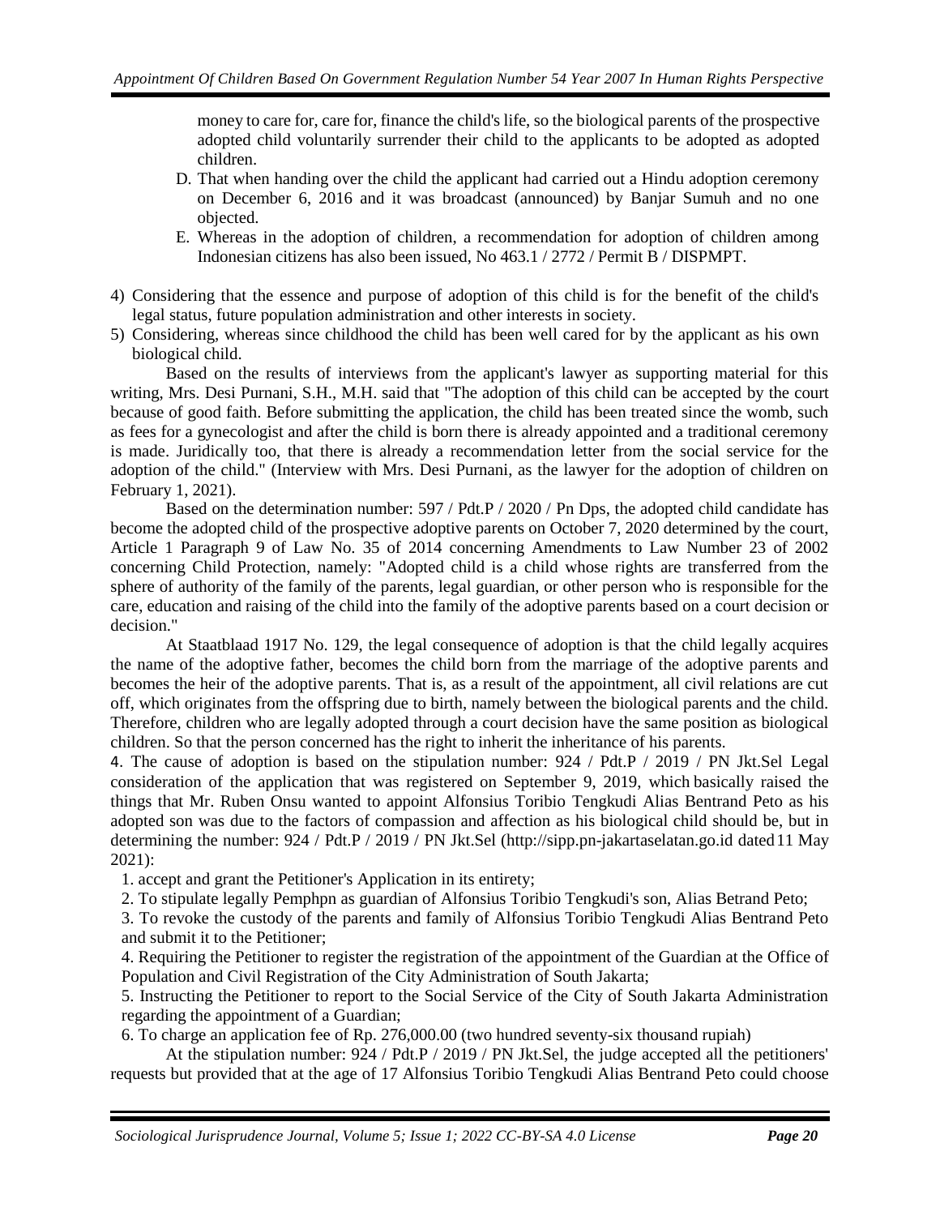money to care for, care for, finance the child's life, so the biological parents of the prospective adopted child voluntarily surrender their child to the applicants to be adopted as adopted children.

D. That when handing over the child the applicant had carried out a Hindu adoption ceremony on December 6, 2016 and it was broadcast (announced) by Banjar Sumuh and no one objected.

E. Whereas in the adoption of children, a recommendation for adoption of children among Indonesian citizens has also been issued, No 463.1 / 2772 / Permit B / DISPMPT.

4) Considering that the essence and purpose of adoption of this child is for the benefit of the child's legal status, future population administration and other interests in society.
5) Considering, whereas since childhood the child has been well cared for by the applicant as his own biological child.

Based on the results of interviews from the applicant's lawyer as supporting material for this writing, Mrs. Desi Purnani, S.H., M.H. said that "The adoption of this child can be accepted by the court because of good faith. Before submitting the application, the child has been treated since the womb, such as fees for a gynecologist and after the child is born there is already appointed and a traditional ceremony is made. Juridically too, that there is already a recommendation letter from the social service for the adoption of the child." (Interview with Mrs. Desi Purnani, as the lawyer for the adoption of children on February 1, 2021).

Based on the determination number: 597 / Pdt.P / 2020 / Pn Dps, the adopted child candidate has become the adopted child of the prospective adoptive parents on October 7, 2020 determined by the court, Article 1 Paragraph 9 of Law No. 35 of 2014 concerning Amendments to Law Number 23 of 2002 concerning Child Protection, namely: "Adopted child is a child whose rights are transferred from the sphere of authority of the family of the parents, legal guardian, or other person who is responsible for the care, education and raising of the child into the family of the adoptive parents based on a court decision or decision."

At Staatblaad 1917 No. 129, the legal consequence of adoption is that the child legally acquires the name of the adoptive father, becomes the child born from the marriage of the adoptive parents and becomes the heir of the adoptive parents. That is, as a result of the appointment, all civil relations are cut off, which originates from the offspring due to birth, namely between the biological parents and the child. Therefore, children who are legally adopted through a court decision have the same position as biological children. So that the person concerned has the right to inherit the inheritance of his parents.

4. The cause of adoption is based on the stipulation number: 924 / Pdt.P / 2019 / PN Jkt.Sel Legal consideration of the application that was registered on September 9, 2019, which basically raised the things that Mr. Ruben Onsu wanted to appoint Alfonsius Toribio Tengkudi Alias Bentrand Peto as his adopted son was due to the factors of compassion and affection as his biological child should be, but in determining the number: 924 / Pdt.P / 2019 / PN Jkt.Sel (http://sipp.pn-jakartaselatan.go.id dated 11 May 2021):

1. accept and grant the Petitioner's Application in its entirety;
2. To stipulate legally Pemphpn as guardian of Alfonsius Toribio Tengkudi's son, Alias Betrand Peto;
3. To revoke the custody of the parents and family of Alfonsius Toribio Tengkudi Alias Bentrand Peto and submit it to the Petitioner;
4. Requiring the Petitioner to register the registration of the appointment of the Guardian at the Office of Population and Civil Registration of the City Administration of South Jakarta;
5. Instructing the Petitioner to report to the Social Service of the City of South Jakarta Administration regarding the appointment of a Guardian;
6. To charge an application fee of Rp. 276,000.00 (two hundred seventy-six thousand rupiah)

At the stipulation number: 924 / Pdt.P / 2019 / PN Jkt.Sel, the judge accepted all the petitioners' requests but provided that at the age of 17 Alfonsius Toribio Tengkudi Alias Bentrand Peto could choose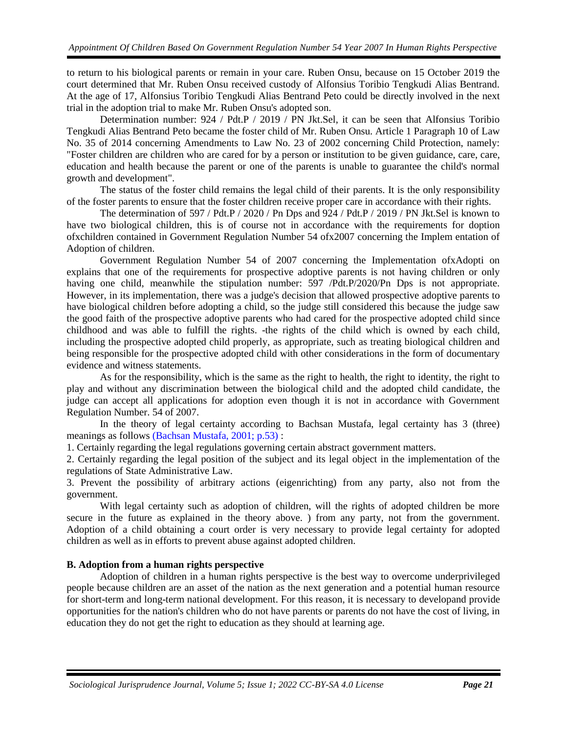to return to his biological parents or remain in your care. Ruben Onsu, because on 15 October 2019 the court determined that Mr. Ruben Onsu received custody of Alfonsius Toribio Tengkudi Alias Bentrand. At the age of 17, Alfonsius Toribio Tengkudi Alias Bentrand Peto could be directly involved in the next trial in the adoption trial to make Mr. Ruben Onsu's adopted son.

Determination number: 924 / Pdt.P / 2019 / PN Jkt.Sel, it can be seen that Alfonsius Toribio Tengkudi Alias Bentrand Peto became the foster child of Mr. Ruben Onsu. Article 1 Paragraph 10 of Law No. 35 of 2014 concerning Amendments to Law No. 23 of 2002 concerning Child Protection, namely: "Foster children are children who are cared for by a person or institution to be given guidance, care, care, education and health because the parent or one of the parents is unable to guarantee the child's normal growth and development".

The status of the foster child remains the legal child of their parents. It is the only responsibility of the foster parents to ensure that the foster children receive proper care in accordance with their rights.

The determination of 597 / Pdt.P / 2020 / Pn Dps and 924 / Pdt.P / 2019 / PN Jkt.Sel is known to have two biological children, this is of course not in accordance with the requirements for doption ofxchildren contained in Government Regulation Number 54 ofx2007 concerning the Implem entation of Adoption of children.

Government Regulation Number 54 of 2007 concerning the Implementation ofxAdopti on explains that one of the requirements for prospective adoptive parents is not having children or only having one child, meanwhile the stipulation number: 597 /Pdt.P/2020/Pn Dps is not appropriate. However, in its implementation, there was a judge's decision that allowed prospective adoptive parents to have biological children before adopting a child, so the judge still considered this because the judge saw the good faith of the prospective adoptive parents who had cared for the prospective adopted child since childhood and was able to fulfill the rights. -the rights of the child which is owned by each child, including the prospective adopted child properly, as appropriate, such as treating biological children and being responsible for the prospective adopted child with other considerations in the form of documentary evidence and witness statements.

As for the responsibility, which is the same as the right to health, the right to identity, the right to play and without any discrimination between the biological child and the adopted child candidate, the judge can accept all applications for adoption even though it is not in accordance with Government Regulation Number. 54 of 2007.

In the theory of legal certainty according to Bachsan Mustafa, legal certainty has 3 (three) meanings as follows (Bachsan Mustafa, 2001; p.53) :

1. Certainly regarding the legal regulations governing certain abstract government matters.
2. Certainly regarding the legal position of the subject and its legal object in the implementation of the regulations of State Administrative Law.
3. Prevent the possibility of arbitrary actions (eigenrichting) from any party, also not from the government.

With legal certainty such as adoption of children, will the rights of adopted children be more secure in the future as explained in the theory above. ) from any party, not from the government. Adoption of a child obtaining a court order is very necessary to provide legal certainty for adopted children as well as in efforts to prevent abuse against adopted children.

**B. Adoption from a human rights perspective**

Adoption of children in a human rights perspective is the best way to overcome underprivileged people because children are an asset of the nation as the next generation and a potential human resource for short-term and long-term national development. For this reason, it is necessary to developand provide opportunities for the nation's children who do not have parents or parents do not have the cost of living, in education they do not get the right to education as they should at learning age.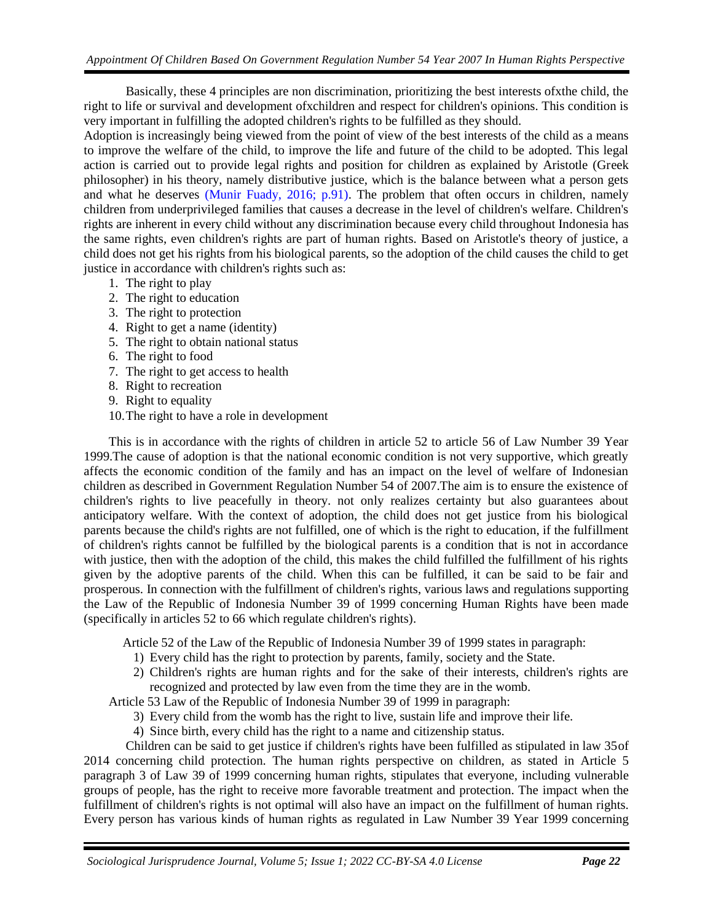Basically, these 4 principles are non discrimination, prioritizing the best interests ofxthe child, the right to life or survival and development ofxchildren and respect for children's opinions. This condition is very important in fulfilling the adopted children's rights to be fulfilled as they should.

Adoption is increasingly being viewed from the point of view of the best interests of the child as a means to improve the welfare of the child, to improve the life and future of the child to be adopted. This legal action is carried out to provide legal rights and position for children as explained by Aristotle (Greek philosopher) in his theory, namely distributive justice, which is the balance between what a person gets and what he deserves (Munir Fuady, 2016; p.91). The problem that often occurs in children, namely children from underprivileged families that causes a decrease in the level of children's welfare. Children's rights are inherent in every child without any discrimination because every child throughout Indonesia has the same rights, even children's rights are part of human rights. Based on Aristotle's theory of justice, a child does not get his rights from his biological parents, so the adoption of the child causes the child to get justice in accordance with children's rights such as:

1. The right to play
2. The right to education
3. The right to protection
4. Right to get a name (identity)
5. The right to obtain national status
6. The right to food
7. The right to get access to health
8. Right to recreation
9. Right to equality
10. The right to have a role in development

This is in accordance with the rights of children in article 52 to article 56 of Law Number 39 Year 1999.The cause of adoption is that the national economic condition is not very supportive, which greatly affects the economic condition of the family and has an impact on the level of welfare of Indonesian children as described in Government Regulation Number 54 of 2007.The aim is to ensure the existence of children's rights to live peacefully in theory. not only realizes certainty but also guarantees about anticipatory welfare. With the context of adoption, the child does not get justice from his biological parents because the child's rights are not fulfilled, one of which is the right to education, if the fulfillment of children's rights cannot be fulfilled by the biological parents is a condition that is not in accordance with justice, then with the adoption of the child, this makes the child fulfilled the fulfillment of his rights given by the adoptive parents of the child. When this can be fulfilled, it can be said to be fair and prosperous. In connection with the fulfillment of children's rights, various laws and regulations supporting the Law of the Republic of Indonesia Number 39 of 1999 concerning Human Rights have been made (specifically in articles 52 to 66 which regulate children's rights).

Article 52 of the Law of the Republic of Indonesia Number 39 of 1999 states in paragraph:

1) Every child has the right to protection by parents, family, society and the State.
2) Children's rights are human rights and for the sake of their interests, children's rights are recognized and protected by law even from the time they are in the womb.

Article 53 Law of the Republic of Indonesia Number 39 of 1999 in paragraph:

3) Every child from the womb has the right to live, sustain life and improve their life.
4) Since birth, every child has the right to a name and citizenship status.

Children can be said to get justice if children's rights have been fulfilled as stipulated in law 35of 2014 concerning child protection. The human rights perspective on children, as stated in Article 5 paragraph 3 of Law 39 of 1999 concerning human rights, stipulates that everyone, including vulnerable groups of people, has the right to receive more favorable treatment and protection. The impact when the fulfillment of children's rights is not optimal will also have an impact on the fulfillment of human rights. Every person has various kinds of human rights as regulated in Law Number 39 Year 1999 concerning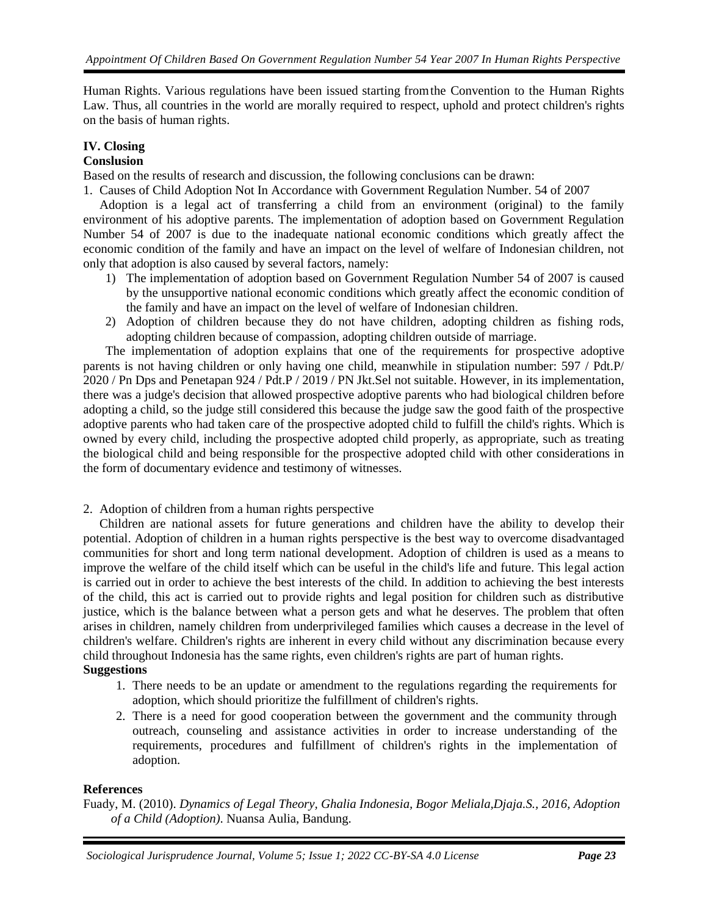Human Rights. Various regulations have been issued starting from the Convention to the Human Rights Law. Thus, all countries in the world are morally required to respect, uphold and protect children's rights on the basis of human rights.

## IV. Closing

### Conslusion

Based on the results of research and discussion, the following conclusions can be drawn:

1. Causes of Child Adoption Not In Accordance with Government Regulation Number. 54 of 2007

Adoption is a legal act of transferring a child from an environment (original) to the family environment of his adoptive parents. The implementation of adoption based on Government Regulation Number 54 of 2007 is due to the inadequate national economic conditions which greatly affect the economic condition of the family and have an impact on the level of welfare of Indonesian children, not only that adoption is also caused by several factors, namely:

1) The implementation of adoption based on Government Regulation Number 54 of 2007 is caused by the unsupportive national economic conditions which greatly affect the economic condition of the family and have an impact on the level of welfare of Indonesian children.
2) Adoption of children because they do not have children, adopting children as fishing rods, adopting children because of compassion, adopting children outside of marriage.

The implementation of adoption explains that one of the requirements for prospective adoptive parents is not having children or only having one child, meanwhile in stipulation number: 597 / Pdt.P/ 2020 / Pn Dps and Penetapan 924 / Pdt.P / 2019 / PN Jkt.Sel not suitable. However, in its implementation, there was a judge's decision that allowed prospective adoptive parents who had biological children before adopting a child, so the judge still considered this because the judge saw the good faith of the prospective adoptive parents who had taken care of the prospective adopted child to fulfill the child's rights. Which is owned by every child, including the prospective adopted child properly, as appropriate, such as treating the biological child and being responsible for the prospective adopted child with other considerations in the form of documentary evidence and testimony of witnesses.

2. Adoption of children from a human rights perspective

Children are national assets for future generations and children have the ability to develop their potential. Adoption of children in a human rights perspective is the best way to overcome disadvantaged communities for short and long term national development. Adoption of children is used as a means to improve the welfare of the child itself which can be useful in the child's life and future. This legal action is carried out in order to achieve the best interests of the child. In addition to achieving the best interests of the child, this act is carried out to provide rights and legal position for children such as distributive justice, which is the balance between what a person gets and what he deserves. The problem that often arises in children, namely children from underprivileged families which causes a decrease in the level of children's welfare. Children's rights are inherent in every child without any discrimination because every child throughout Indonesia has the same rights, even children's rights are part of human rights.

### Suggestions

1. There needs to be an update or amendment to the regulations regarding the requirements for adoption, which should prioritize the fulfillment of children's rights.
2. There is a need for good cooperation between the government and the community through outreach, counseling and assistance activities in order to increase understanding of the requirements, procedures and fulfillment of children's rights in the implementation of adoption.

## References

Fuady, M. (2010). *Dynamics of Legal Theory, Ghalia Indonesia, Bogor Meliala,Djaja.S., 2016, Adoption of a Child (Adoption)*. Nuansa Aulia, Bandung.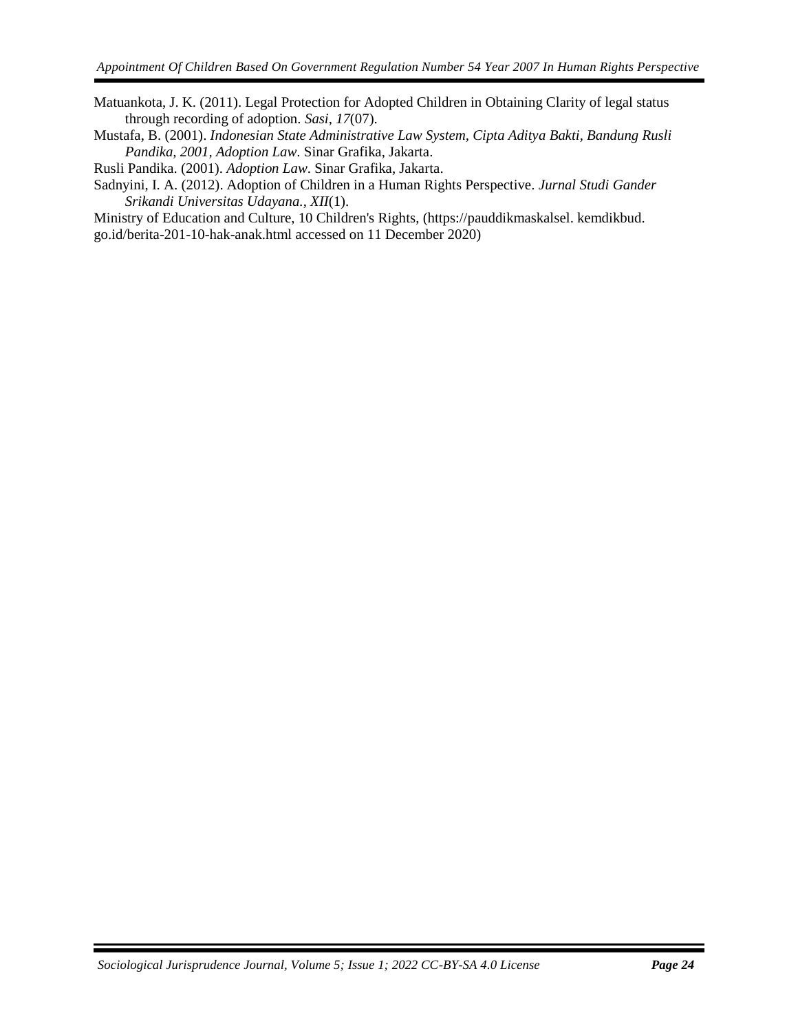Matuankota, J. K. (2011). Legal Protection for Adopted Children in Obtaining Clarity of legal status through recording of adoption. *Sasi*, *17*(07).

Mustafa, B. (2001). *Indonesian State Administrative Law System, Cipta Aditya Bakti, Bandung Rusli Pandika, 2001, Adoption Law*. Sinar Grafika, Jakarta.

Rusli Pandika. (2001). *Adoption Law*. Sinar Grafika, Jakarta.

Sadnyini, I. A. (2012). Adoption of Children in a Human Rights Perspective. *Jurnal Studi Gander Srikandi Universitas Udayana.*, *XII*(1).

Ministry of Education and Culture, 10 Children's Rights, (https://pauddikmaskalsel. kemdikbud. go.id/berita-201-10-hak-anak.html accessed on 11 December 2020)